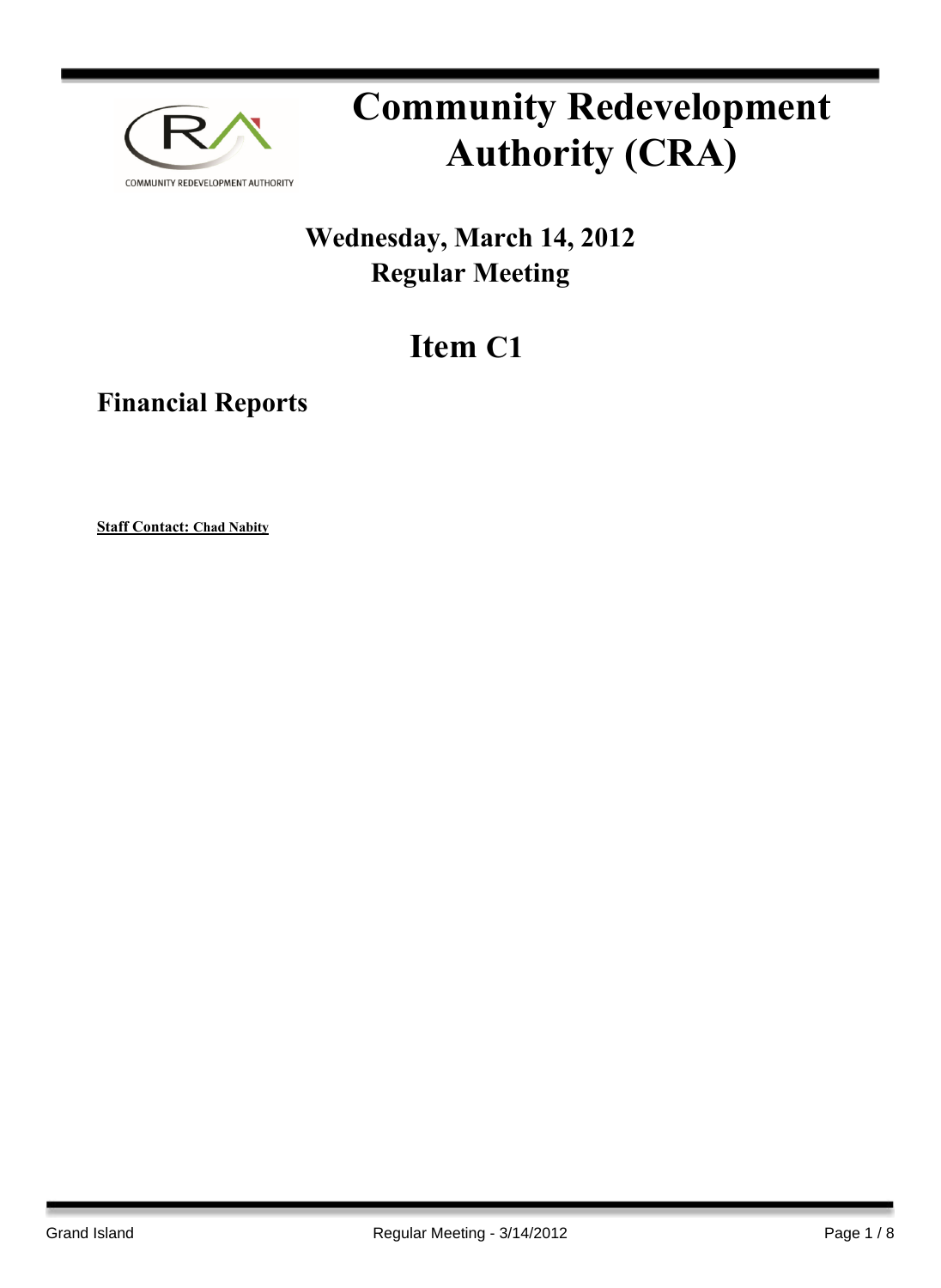# Community Redevelopment Authority (CRA)

## Wednesday, March 14, 2012
## Regular Meeting

# Item C1

## Financial Reports

**Staff Contact: Chad Nabity**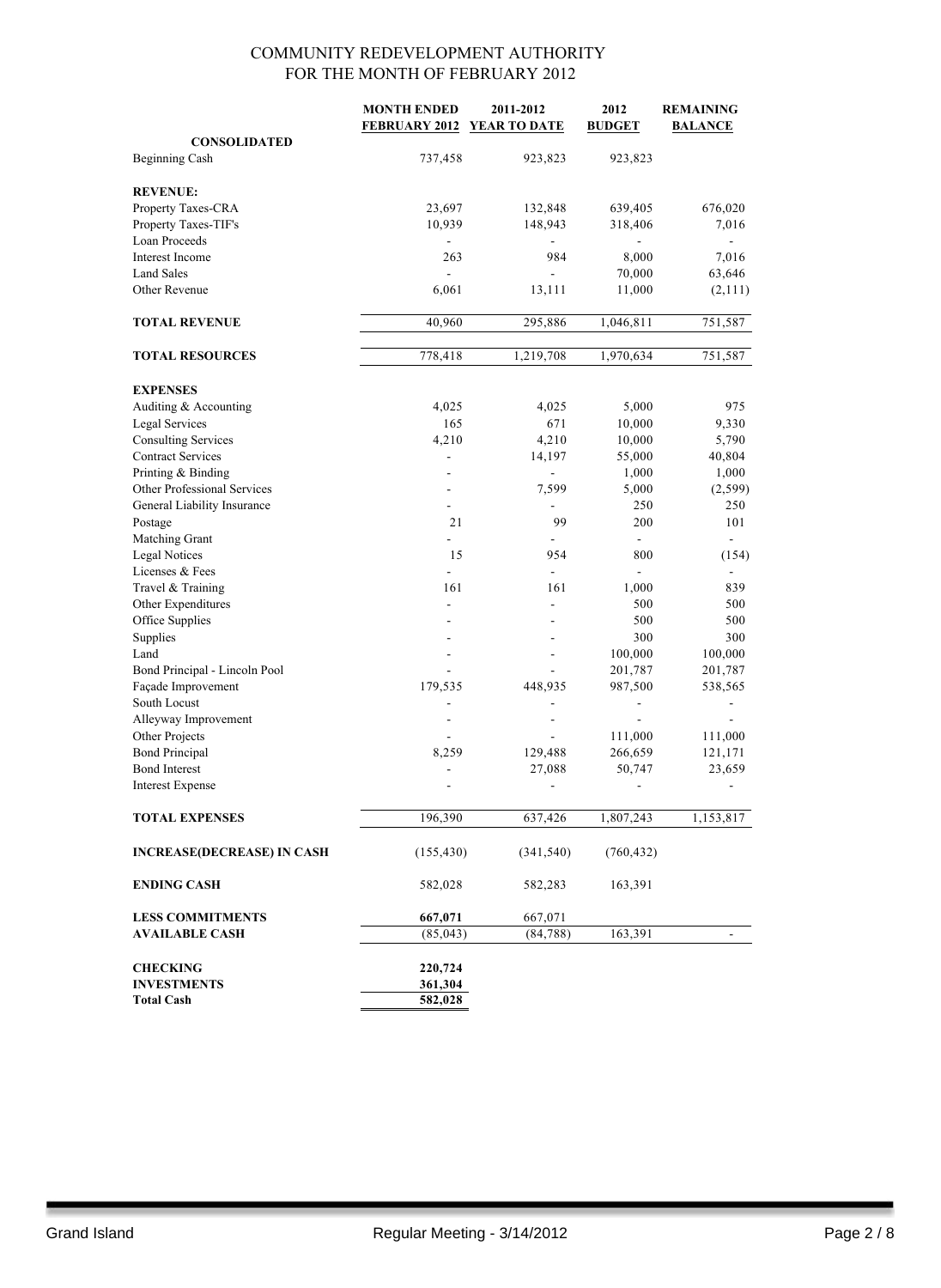# COMMUNITY REDEVELOPMENT AUTHORITY
## FOR THE MONTH OF FEBRUARY 2012

| | MONTH ENDED FEBRUARY 2012 | 2011-2012 YEAR TO DATE | 2012 BUDGET | REMAINING BALANCE |
|---|---|---|---|---|
| **CONSOLIDATED** | | | | |
| Beginning Cash | 737,458 | 923,823 | 923,823 | |
| **REVENUE:** | | | | |
| Property Taxes-CRA | 23,697 | 132,848 | 639,405 | 676,020 |
| Property Taxes-TIF's | 10,939 | 148,943 | 318,406 | 7,016 |
| Loan Proceeds | - | - | - | - |
| Interest Income | 263 | 984 | 8,000 | 7,016 |
| Land Sales | - | - | 70,000 | 63,646 |
| Other Revenue | 6,061 | 13,111 | 11,000 | (2,111) |
| **TOTAL REVENUE** | 40,960 | 295,886 | 1,046,811 | 751,587 |
| **TOTAL RESOURCES** | 778,418 | 1,219,708 | 1,970,634 | 751,587 |
| **EXPENSES** | | | | |
| Auditing & Accounting | 4,025 | 4,025 | 5,000 | 975 |
| Legal Services | 165 | 671 | 10,000 | 9,330 |
| Consulting Services | 4,210 | 4,210 | 10,000 | 5,790 |
| Contract Services | - | 14,197 | 55,000 | 40,804 |
| Printing & Binding | - | - | 1,000 | 1,000 |
| Other Professional Services | - | 7,599 | 5,000 | (2,599) |
| General Liability Insurance | - | - | 250 | 250 |
| Postage | 21 | 99 | 200 | 101 |
| Matching Grant | - | - | - | - |
| Legal Notices | 15 | 954 | 800 | (154) |
| Licenses & Fees | - | - | - | - |
| Travel & Training | 161 | 161 | 1,000 | 839 |
| Other Expenditures | - | - | 500 | 500 |
| Office Supplies | - | - | 500 | 500 |
| Supplies | - | - | 300 | 300 |
| Land | - | - | 100,000 | 100,000 |
| Bond Principal - Lincoln Pool | - | - | 201,787 | 201,787 |
| Façade Improvement | 179,535 | 448,935 | 987,500 | 538,565 |
| South Locust | - | - | - | - |
| Alleyway Improvement | - | - | - | - |
| Other Projects | - | - | 111,000 | 111,000 |
| Bond Principal | 8,259 | 129,488 | 266,659 | 121,171 |
| Bond Interest | - | 27,088 | 50,747 | 23,659 |
| Interest Expense | - | - | - | - |
| **TOTAL EXPENSES** | 196,390 | 637,426 | 1,807,243 | 1,153,817 |
| **INCREASE(DECREASE) IN CASH** | (155,430) | (341,540) | (760,432) | |
| **ENDING CASH** | 582,028 | 582,283 | 163,391 | |
| **LESS COMMITMENTS** | **667,071** | 667,071 | | |
| **AVAILABLE CASH** | (85,043) | (84,788) | 163,391 | - |
| **CHECKING** | **220,724** | | | |
| **INVESTMENTS** | **361,304** | | | |
| **Total Cash** | **582,028** | | | |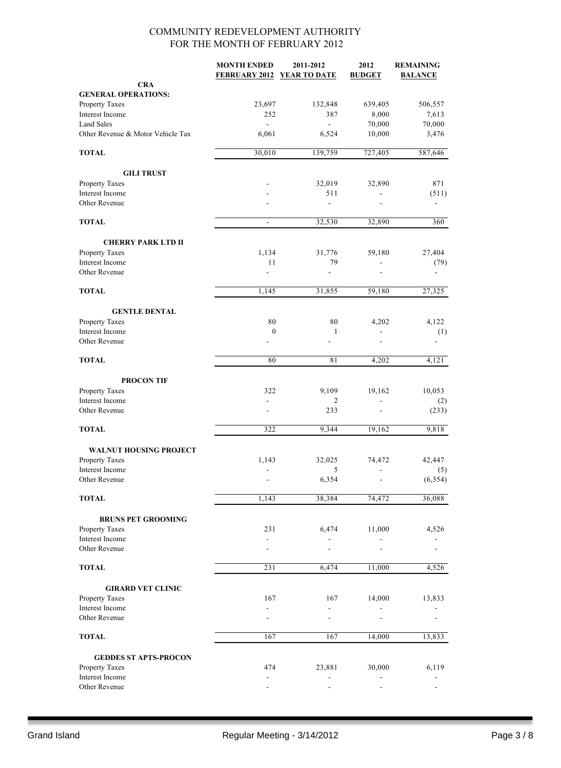# COMMUNITY REDEVELOPMENT AUTHORITY
## FOR THE MONTH OF FEBRUARY 2012

| | MONTH ENDED FEBRUARY 2012 | 2011-2012 YEAR TO DATE | 2012 BUDGET | REMAINING BALANCE |
|---|---|---|---|---|
| **CRA** | | | | |
| **GENERAL OPERATIONS:** | | | | |
| Property Taxes | 23,697 | 132,848 | 639,405 | 506,557 |
| Interest Income | 252 | 387 | 8,000 | 7,613 |
| Land Sales | - | - | 70,000 | 70,000 |
| Other Revenue & Motor Vehicle Tax | 6,061 | 6,524 | 10,000 | 3,476 |
| **TOTAL** | 30,010 | 139,759 | 727,405 | 587,646 |
| **GILI TRUST** | | | | |
| Property Taxes | - | 32,019 | 32,890 | 871 |
| Interest Income | - | 511 | - | (511) |
| Other Revenue | - | - | - | - |
| **TOTAL** | - | 32,530 | 32,890 | 360 |
| **CHERRY PARK LTD II** | | | | |
| Property Taxes | 1,134 | 31,776 | 59,180 | 27,404 |
| Interest Income | 11 | 79 | - | (79) |
| Other Revenue | - | - | - | - |
| **TOTAL** | 1,145 | 31,855 | 59,180 | 27,325 |
| **GENTLE DENTAL** | | | | |
| Property Taxes | 80 | 80 | 4,202 | 4,122 |
| Interest Income | 0 | 1 | - | (1) |
| Other Revenue | - | - | - | - |
| **TOTAL** | 80 | 81 | 4,202 | 4,121 |
| **PROCON TIF** | | | | |
| Property Taxes | 322 | 9,109 | 19,162 | 10,053 |
| Interest Income | - | 2 | - | (2) |
| Other Revenue | - | 233 | - | (233) |
| **TOTAL** | 322 | 9,344 | 19,162 | 9,818 |
| **WALNUT HOUSING PROJECT** | | | | |
| Property Taxes | 1,143 | 32,025 | 74,472 | 42,447 |
| Interest Income | - | 5 | - | (5) |
| Other Revenue | - | 6,354 | - | (6,354) |
| **TOTAL** | 1,143 | 38,384 | 74,472 | 36,088 |
| **BRUNS PET GROOMING** | | | | |
| Property Taxes | 231 | 6,474 | 11,000 | 4,526 |
| Interest Income | - | - | - | - |
| Other Revenue | - | - | - | - |
| **TOTAL** | 231 | 6,474 | 11,000 | 4,526 |
| **GIRARD VET CLINIC** | | | | |
| Property Taxes | 167 | 167 | 14,000 | 13,833 |
| Interest Income | - | - | - | - |
| Other Revenue | - | - | - | - |
| **TOTAL** | 167 | 167 | 14,000 | 13,833 |
| **GEDDES ST APTS-PROCON** | | | | |
| Property Taxes | 474 | 23,881 | 30,000 | 6,119 |
| Interest Income | - | - | - | - |
| Other Revenue | - | - | - | - |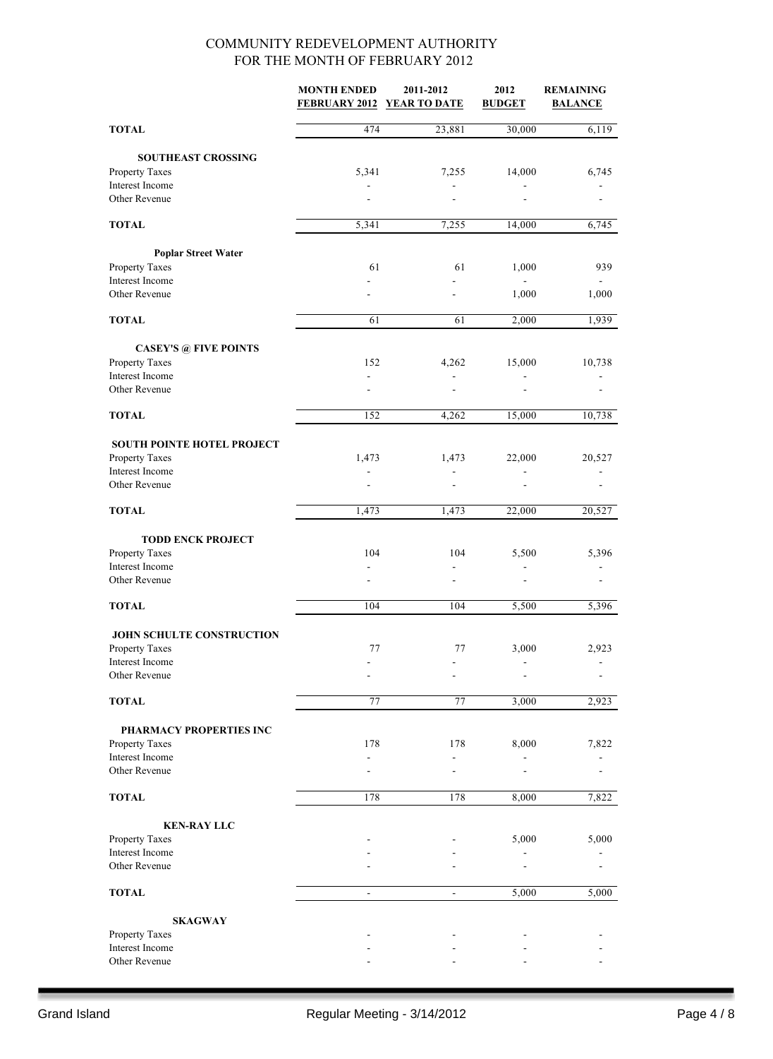## COMMUNITY REDEVELOPMENT AUTHORITY
## FOR THE MONTH OF FEBRUARY 2012

| | MONTH ENDED FEBRUARY 2012 | 2011-2012 YEAR TO DATE | 2012 BUDGET | REMAINING BALANCE |
|---|---|---|---|---|
| **TOTAL** | 474 | 23,881 | 30,000 | 6,119 |
| **SOUTHEAST CROSSING** | | | | |
| Property Taxes | 5,341 | 7,255 | 14,000 | 6,745 |
| Interest Income | - | - | - | - |
| Other Revenue | - | - | - | - |
| **TOTAL** | 5,341 | 7,255 | 14,000 | 6,745 |
| **Poplar Street Water** | | | | |
| Property Taxes | 61 | 61 | 1,000 | 939 |
| Interest Income | - | - | - | - |
| Other Revenue | - | - | 1,000 | 1,000 |
| **TOTAL** | 61 | 61 | 2,000 | 1,939 |
| **CASEY'S @ FIVE POINTS** | | | | |
| Property Taxes | 152 | 4,262 | 15,000 | 10,738 |
| Interest Income | - | - | - | - |
| Other Revenue | - | - | - | - |
| **TOTAL** | 152 | 4,262 | 15,000 | 10,738 |
| **SOUTH POINTE HOTEL PROJECT** | | | | |
| Property Taxes | 1,473 | 1,473 | 22,000 | 20,527 |
| Interest Income | - | - | - | - |
| Other Revenue | - | - | - | - |
| **TOTAL** | 1,473 | 1,473 | 22,000 | 20,527 |
| **TODD ENCK PROJECT** | | | | |
| Property Taxes | 104 | 104 | 5,500 | 5,396 |
| Interest Income | - | - | - | - |
| Other Revenue | - | - | - | - |
| **TOTAL** | 104 | 104 | 5,500 | 5,396 |
| **JOHN SCHULTE CONSTRUCTION** | | | | |
| Property Taxes | 77 | 77 | 3,000 | 2,923 |
| Interest Income | - | - | - | - |
| Other Revenue | - | - | - | - |
| **TOTAL** | 77 | 77 | 3,000 | 2,923 |
| **PHARMACY PROPERTIES INC** | | | | |
| Property Taxes | 178 | 178 | 8,000 | 7,822 |
| Interest Income | - | - | - | - |
| Other Revenue | - | - | - | - |
| **TOTAL** | 178 | 178 | 8,000 | 7,822 |
| **KEN-RAY LLC** | | | | |
| Property Taxes | - | - | 5,000 | 5,000 |
| Interest Income | - | - | - | - |
| Other Revenue | - | - | - | - |
| **TOTAL** | - | - | 5,000 | 5,000 |
| **SKAGWAY** | | | | |
| Property Taxes | - | - | - | - |
| Interest Income | - | - | - | - |
| Other Revenue | - | - | - | - |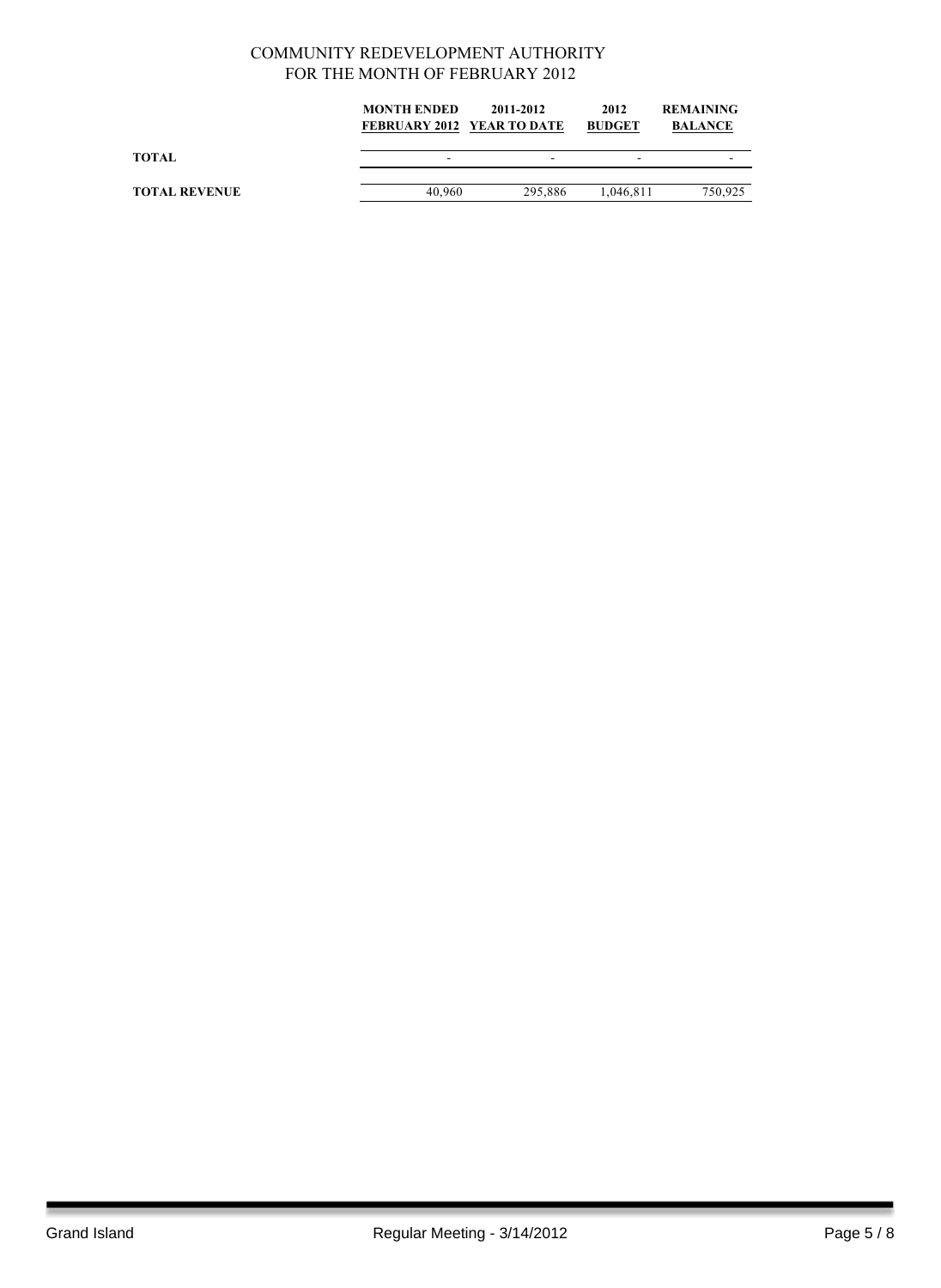COMMUNITY REDEVELOPMENT AUTHORITY
FOR THE MONTH OF FEBRUARY 2012

| | MONTH ENDED FEBRUARY 2012 | 2011-2012 YEAR TO DATE | 2012 BUDGET | REMAINING BALANCE |
|---|---|---|---|---|
| **TOTAL** | - | - | - | - |
| **TOTAL REVENUE** | 40,960 | 295,886 | 1,046,811 | 750,925 |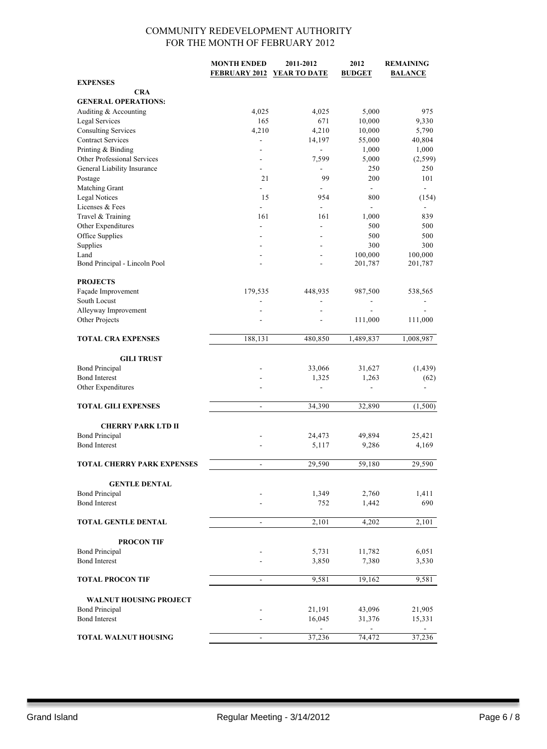# COMMUNITY REDEVELOPMENT AUTHORITY
## FOR THE MONTH OF FEBRUARY 2012

| | MONTH ENDED FEBRUARY 2012 | 2011-2012 YEAR TO DATE | 2012 BUDGET | REMAINING BALANCE |
|---|---|---|---|---|
| **EXPENSES** | | | | |
| **CRA** | | | | |
| **GENERAL OPERATIONS:** | | | | |
| Auditing & Accounting | 4,025 | 4,025 | 5,000 | 975 |
| Legal Services | 165 | 671 | 10,000 | 9,330 |
| Consulting Services | 4,210 | 4,210 | 10,000 | 5,790 |
| Contract Services | - | 14,197 | 55,000 | 40,804 |
| Printing & Binding | - | - | 1,000 | 1,000 |
| Other Professional Services | - | 7,599 | 5,000 | (2,599) |
| General Liability Insurance | - | - | 250 | 250 |
| Postage | 21 | 99 | 200 | 101 |
| Matching Grant | - | - | - | - |
| Legal Notices | 15 | 954 | 800 | (154) |
| Licenses & Fees | - | - | - | - |
| Travel & Training | 161 | 161 | 1,000 | 839 |
| Other Expenditures | - | - | 500 | 500 |
| Office Supplies | - | - | 500 | 500 |
| Supplies | - | - | 300 | 300 |
| Land | - | - | 100,000 | 100,000 |
| Bond Principal - Lincoln Pool | - | - | 201,787 | 201,787 |
| **PROJECTS** | | | | |
| Façade Improvement | 179,535 | 448,935 | 987,500 | 538,565 |
| South Locust | - | - | - | - |
| Alleyway Improvement | - | - | - | - |
| Other Projects | - | - | 111,000 | 111,000 |
| **TOTAL CRA EXPENSES** | 188,131 | 480,850 | 1,489,837 | 1,008,987 |
| **GILI TRUST** | | | | |
| Bond Principal | - | 33,066 | 31,627 | (1,439) |
| Bond Interest | - | 1,325 | 1,263 | (62) |
| Other Expenditures | - | - | - | - |
| **TOTAL GILI EXPENSES** | - | 34,390 | 32,890 | (1,500) |
| **CHERRY PARK LTD II** | | | | |
| Bond Principal | - | 24,473 | 49,894 | 25,421 |
| Bond Interest | - | 5,117 | 9,286 | 4,169 |
| **TOTAL CHERRY PARK EXPENSES** | - | 29,590 | 59,180 | 29,590 |
| **GENTLE DENTAL** | | | | |
| Bond Principal | - | 1,349 | 2,760 | 1,411 |
| Bond Interest | - | 752 | 1,442 | 690 |
| **TOTAL GENTLE DENTAL** | - | 2,101 | 4,202 | 2,101 |
| **PROCON TIF** | | | | |
| Bond Principal | - | 5,731 | 11,782 | 6,051 |
| Bond Interest | - | 3,850 | 7,380 | 3,530 |
| **TOTAL PROCON TIF** | - | 9,581 | 19,162 | 9,581 |
| **WALNUT HOUSING PROJECT** | | | | |
| Bond Principal | - | 21,191 | 43,096 | 21,905 |
| Bond Interest | - | 16,045 | 31,376 | 15,331 |
| | | - | - | - |
| **TOTAL WALNUT HOUSING** | - | 37,236 | 74,472 | 37,236 |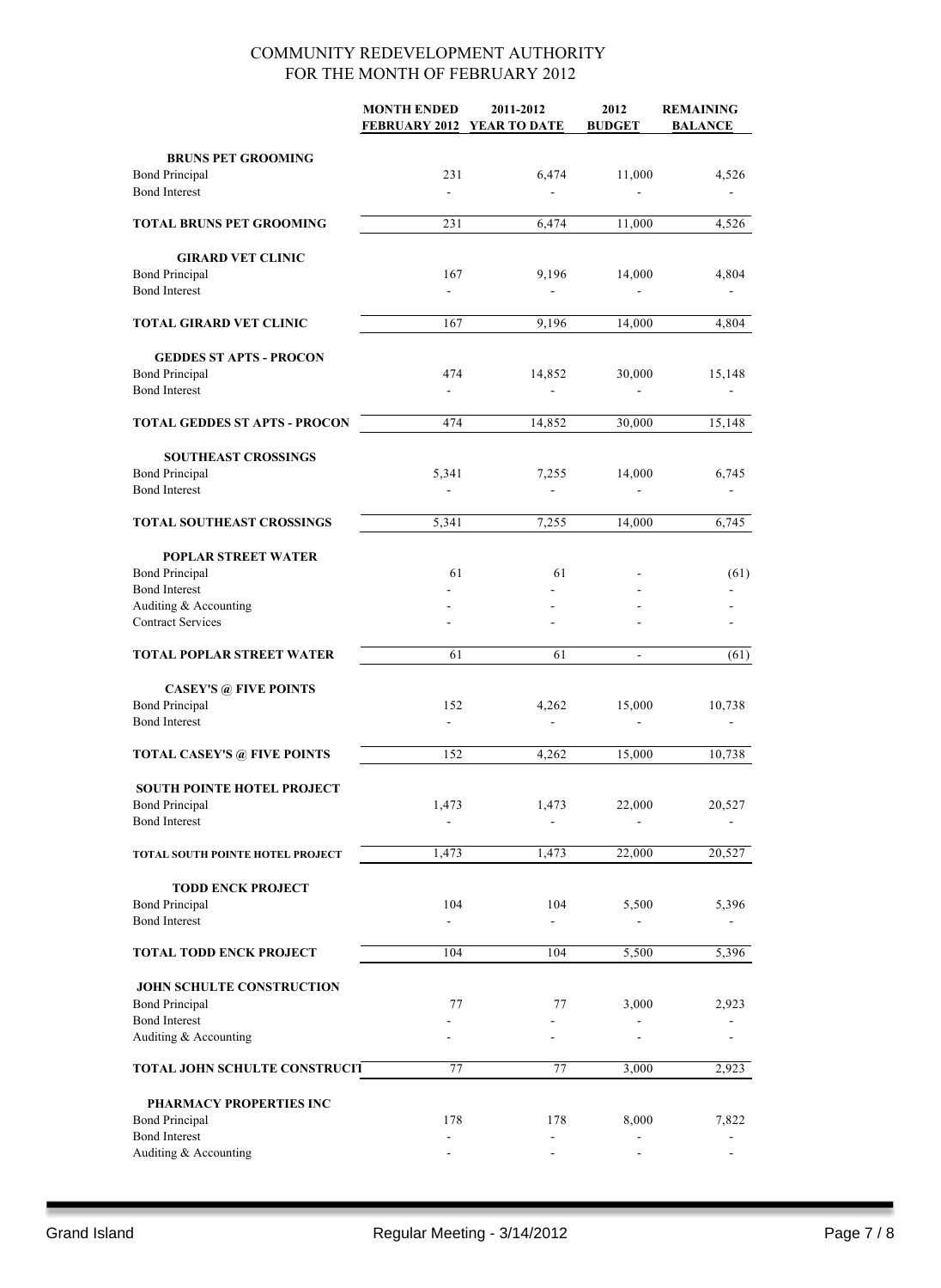# COMMUNITY REDEVELOPMENT AUTHORITY
## FOR THE MONTH OF FEBRUARY 2012

| | MONTH ENDED FEBRUARY 2012 | 2011-2012 YEAR TO DATE | 2012 BUDGET | REMAINING BALANCE |
|---|---|---|---|---|
| **BRUNS PET GROOMING** | | | | |
| Bond Principal | 231 | 6,474 | 11,000 | 4,526 |
| Bond Interest | - | - | - | - |
| **TOTAL BRUNS PET GROOMING** | 231 | 6,474 | 11,000 | 4,526 |
| **GIRARD VET CLINIC** | | | | |
| Bond Principal | 167 | 9,196 | 14,000 | 4,804 |
| Bond Interest | - | - | - | - |
| **TOTAL GIRARD VET CLINIC** | 167 | 9,196 | 14,000 | 4,804 |
| **GEDDES ST APTS - PROCON** | | | | |
| Bond Principal | 474 | 14,852 | 30,000 | 15,148 |
| Bond Interest | - | - | - | - |
| **TOTAL GEDDES ST APTS - PROCON** | 474 | 14,852 | 30,000 | 15,148 |
| **SOUTHEAST CROSSINGS** | | | | |
| Bond Principal | 5,341 | 7,255 | 14,000 | 6,745 |
| Bond Interest | - | - | - | - |
| **TOTAL SOUTHEAST CROSSINGS** | 5,341 | 7,255 | 14,000 | 6,745 |
| **POPLAR STREET WATER** | | | | |
| Bond Principal | 61 | 61 | - | (61) |
| Bond Interest | - | - | - | - |
| Auditing & Accounting | - | - | - | - |
| Contract Services | - | - | - | - |
| **TOTAL POPLAR STREET WATER** | 61 | 61 | - | (61) |
| **CASEY'S @ FIVE POINTS** | | | | |
| Bond Principal | 152 | 4,262 | 15,000 | 10,738 |
| Bond Interest | - | - | - | - |
| **TOTAL CASEY'S @ FIVE POINTS** | 152 | 4,262 | 15,000 | 10,738 |
| **SOUTH POINTE HOTEL PROJECT** | | | | |
| Bond Principal | 1,473 | 1,473 | 22,000 | 20,527 |
| Bond Interest | - | - | - | - |
| **TOTAL SOUTH POINTE HOTEL PROJECT** | 1,473 | 1,473 | 22,000 | 20,527 |
| **TODD ENCK PROJECT** | | | | |
| Bond Principal | 104 | 104 | 5,500 | 5,396 |
| Bond Interest | - | - | - | - |
| **TOTAL TODD ENCK PROJECT** | 104 | 104 | 5,500 | 5,396 |
| **JOHN SCHULTE CONSTRUCTION** | | | | |
| Bond Principal | 77 | 77 | 3,000 | 2,923 |
| Bond Interest | - | - | - | - |
| Auditing & Accounting | - | - | - | - |
| **TOTAL JOHN SCHULTE CONSTRUCTI** | 77 | 77 | 3,000 | 2,923 |
| **PHARMACY PROPERTIES INC** | | | | |
| Bond Principal | 178 | 178 | 8,000 | 7,822 |
| Bond Interest | - | - | - | - |
| Auditing & Accounting | - | - | - | - |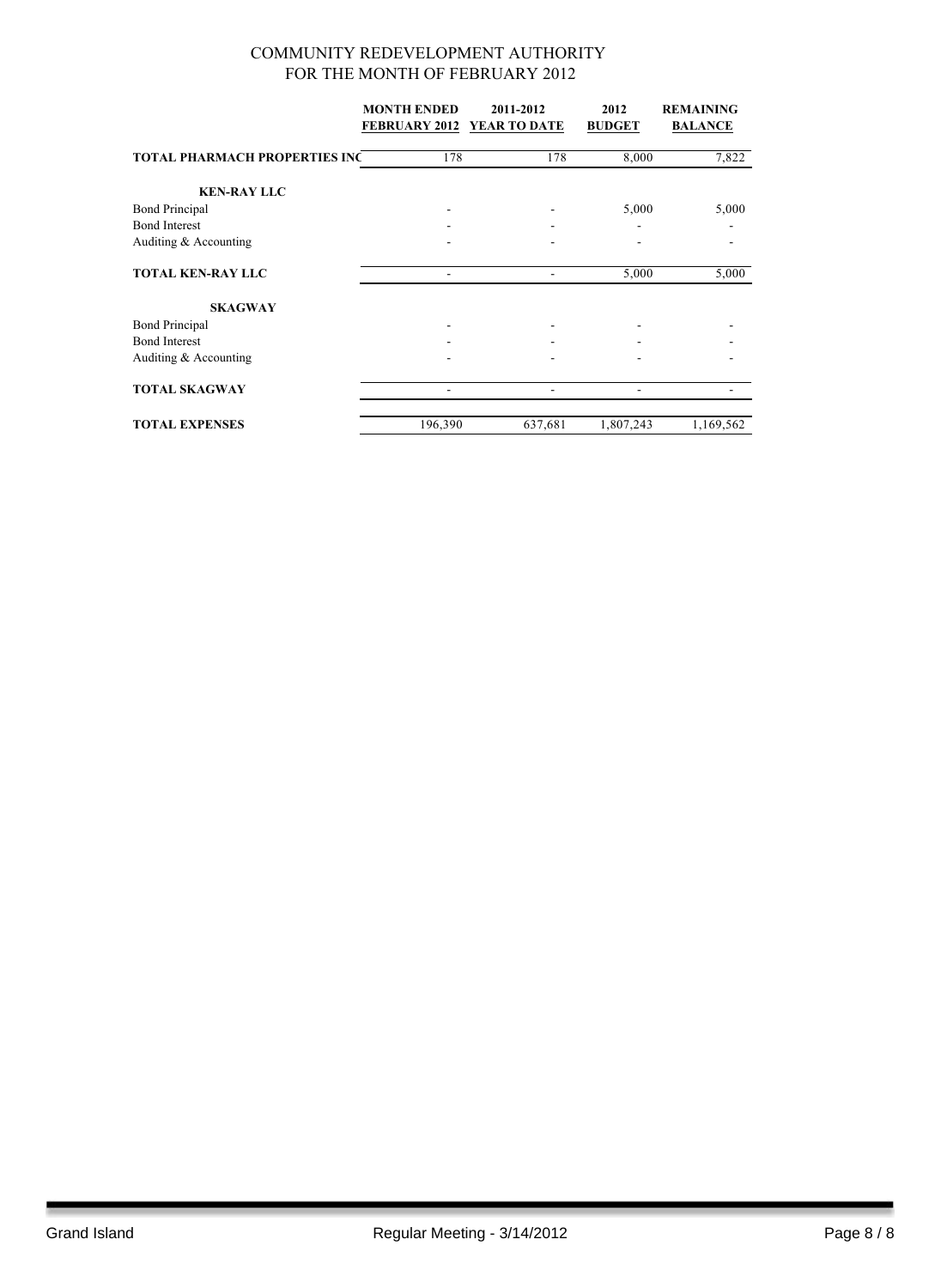COMMUNITY REDEVELOPMENT AUTHORITY
FOR THE MONTH OF FEBRUARY 2012

| | MONTH ENDED FEBRUARY 2012 | 2011-2012 YEAR TO DATE | 2012 BUDGET | REMAINING BALANCE |
|---|---|---|---|---|
| **TOTAL PHARMACH PROPERTIES INC** | 178 | 178 | 8,000 | 7,822 |
| **KEN-RAY LLC** | | | | |
| Bond Principal | - | - | 5,000 | 5,000 |
| Bond Interest | - | - | - | - |
| Auditing & Accounting | - | - | - | - |
| **TOTAL KEN-RAY LLC** | - | - | 5,000 | 5,000 |
| **SKAGWAY** | | | | |
| Bond Principal | - | - | - | - |
| Bond Interest | - | - | - | - |
| Auditing & Accounting | - | - | - | - |
| **TOTAL SKAGWAY** | - | - | - | - |
| **TOTAL EXPENSES** | 196,390 | 637,681 | 1,807,243 | 1,169,562 |